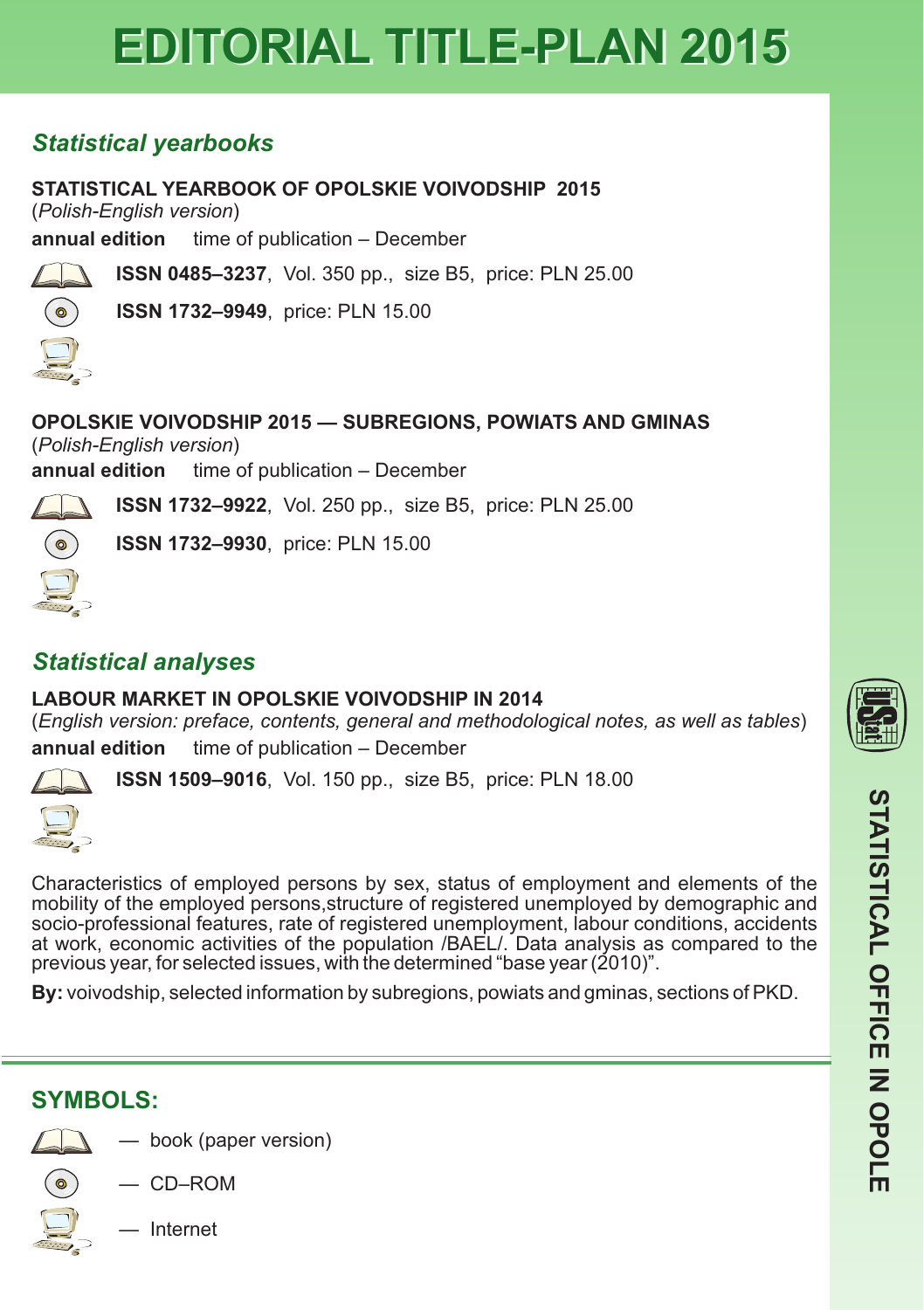# EDITORIAL TITLE-PLAN 2015

## *Statistical yearbooks*

**STATISTICAL YEARBOOK OF OPOLSKIE VOIVODSHIP 2015**
(*Polish-English version*)
**annual edition** time of publication – December

**ISSN 0485–3237**, Vol. 350 pp., size B5, price: PLN 25.00

**ISSN 1732–9949**, price: PLN 15.00

**OPOLSKIE VOIVODSHIP 2015 — SUBREGIONS, POWIATS AND GMINAS**
(*Polish-English version*)
**annual edition** time of publication – December

**ISSN 1732–9922**, Vol. 250 pp., size B5, price: PLN 25.00

**ISSN 1732–9930**, price: PLN 15.00

## *Statistical analyses*

**LABOUR MARKET IN OPOLSKIE VOIVODSHIP IN 2014**
(*English version: preface, contents, general and methodological notes, as well as tables*)
**annual edition** time of publication – December

**ISSN 1509–9016**, Vol. 150 pp., size B5, price: PLN 18.00

Characteristics of employed persons by sex, status of employment and elements of the mobility of the employed persons,structure of registered unemployed by demographic and socio-professional features, rate of registered unemployment, labour conditions, accidents at work, economic activities of the population /BAEL/. Data analysis as compared to the previous year, for selected issues, with the determined "base year (2010)".

**By:** voivodship, selected information by subregions, powiats and gminas, sections of PKD.

## SYMBOLS:

— book (paper version)

— CD–ROM

— Internet

STATISTICAL OFFICE IN OPOLE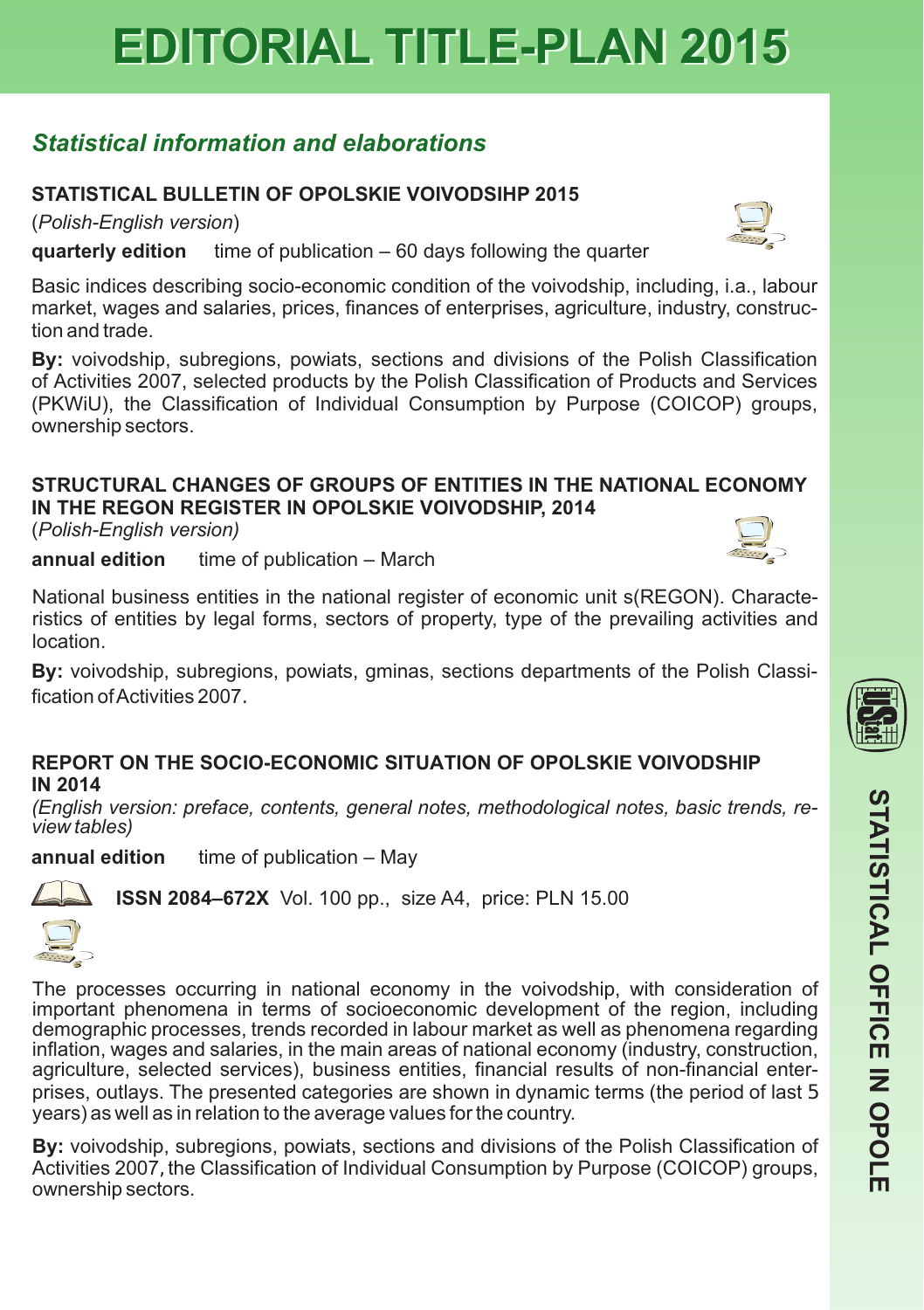# EDITORIAL TITLE-PLAN 2015

## *Statistical information and elaborations*

### STATISTICAL BULLETIN OF OPOLSKIE VOIVODSIHP 2015

(*Polish-English version*)

**quarterly edition** time of publication – 60 days following the quarter

Basic indices describing socio-economic condition of the voivodship, including, i.a., labour market, wages and salaries, prices, finances of enterprises, agriculture, industry, construction and trade.

**By:** voivodship, subregions, powiats, sections and divisions of the Polish Classification of Activities 2007, selected products by the Polish Classification of Products and Services (PKWiU), the Classification of Individual Consumption by Purpose (COICOP) groups, ownership sectors.

### STRUCTURAL CHANGES OF GROUPS OF ENTITIES IN THE NATIONAL ECONOMY IN THE REGON REGISTER IN OPOLSKIE VOIVODSHIP, 2014

(*Polish-English version)*

**annual edition** time of publication – March

National business entities in the national register of economic unit s(REGON). Characteristics of entities by legal forms, sectors of property, type of the prevailing activities and location.

**By:** voivodship, subregions, powiats, gminas, sections departments of the Polish Classification of Activities 2007.

### REPORT ON THE SOCIO-ECONOMIC SITUATION OF OPOLSKIE VOIVODSHIP IN 2014

*(English version: preface, contents, general notes, methodological notes, basic trends, review tables)*

**annual edition** time of publication – May

**ISSN 2084–672X** Vol. 100 pp., size A4, price: PLN 15.00

The processes occurring in national economy in the voivodship, with consideration of important phenomena in terms of socioeconomic development of the region, including demographic processes, trends recorded in labour market as well as phenomena regarding inflation, wages and salaries, in the main areas of national economy (industry, construction, agriculture, selected services), business entities, financial results of non-financial enterprises, outlays. The presented categories are shown in dynamic terms (the period of last 5 years) as well as in relation to the average values for the country.

**By:** voivodship, subregions, powiats, sections and divisions of the Polish Classification of Activities 2007, the Classification of Individual Consumption by Purpose (COICOP) groups, ownership sectors.

STATISTICAL OFFICE IN OPOLE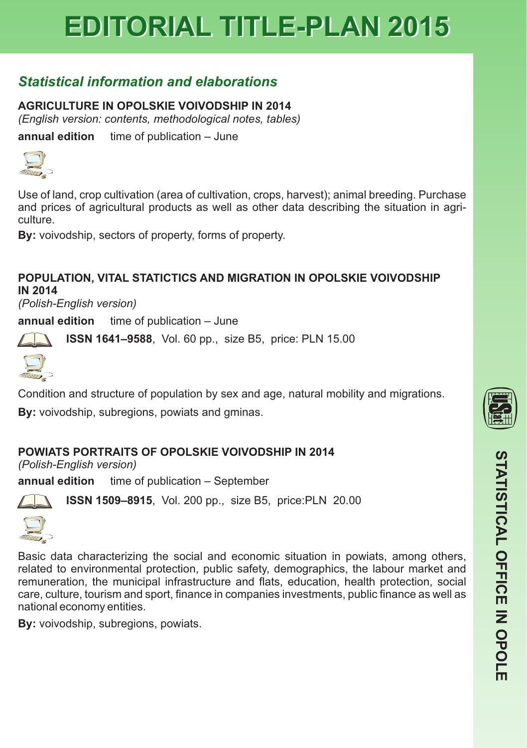# EDITORIAL TITLE-PLAN 2015

## *Statistical information and elaborations*

### AGRICULTURE IN OPOLSKIE VOIVODSHIP IN 2014

*(English version: contents, methodological notes, tables)*

**annual edition** time of publication – June

Use of land, crop cultivation (area of cultivation, crops, harvest); animal breeding. Purchase and prices of agricultural products as well as other data describing the situation in agriculture.

**By:** voivodship, sectors of property, forms of property.

### POPULATION, VITAL STATICTICS AND MIGRATION IN OPOLSKIE VOIVODSHIP IN 2014

*(Polish-English version)*

**annual edition** time of publication – June

**ISSN 1641–9588**, Vol. 60 pp., size B5, price: PLN 15.00

Condition and structure of population by sex and age, natural mobility and migrations.

**By:** voivodship, subregions, powiats and gminas.

### POWIATS PORTRAITS OF OPOLSKIE VOIVODSHIP IN 2014

*(Polish-English version)*

**annual edition** time of publication – September

**ISSN 1509–8915**, Vol. 200 pp., size B5, price:PLN 20.00

Basic data characterizing the social and economic situation in powiats, among others, related to environmental protection, public safety, demographics, the labour market and remuneration, the municipal infrastructure and flats, education, health protection, social care, culture, tourism and sport, finance in companies investments, public finance as well as national economy entities.

**By:** voivodship, subregions, powiats.

STATISTICAL OFFICE IN OPOLE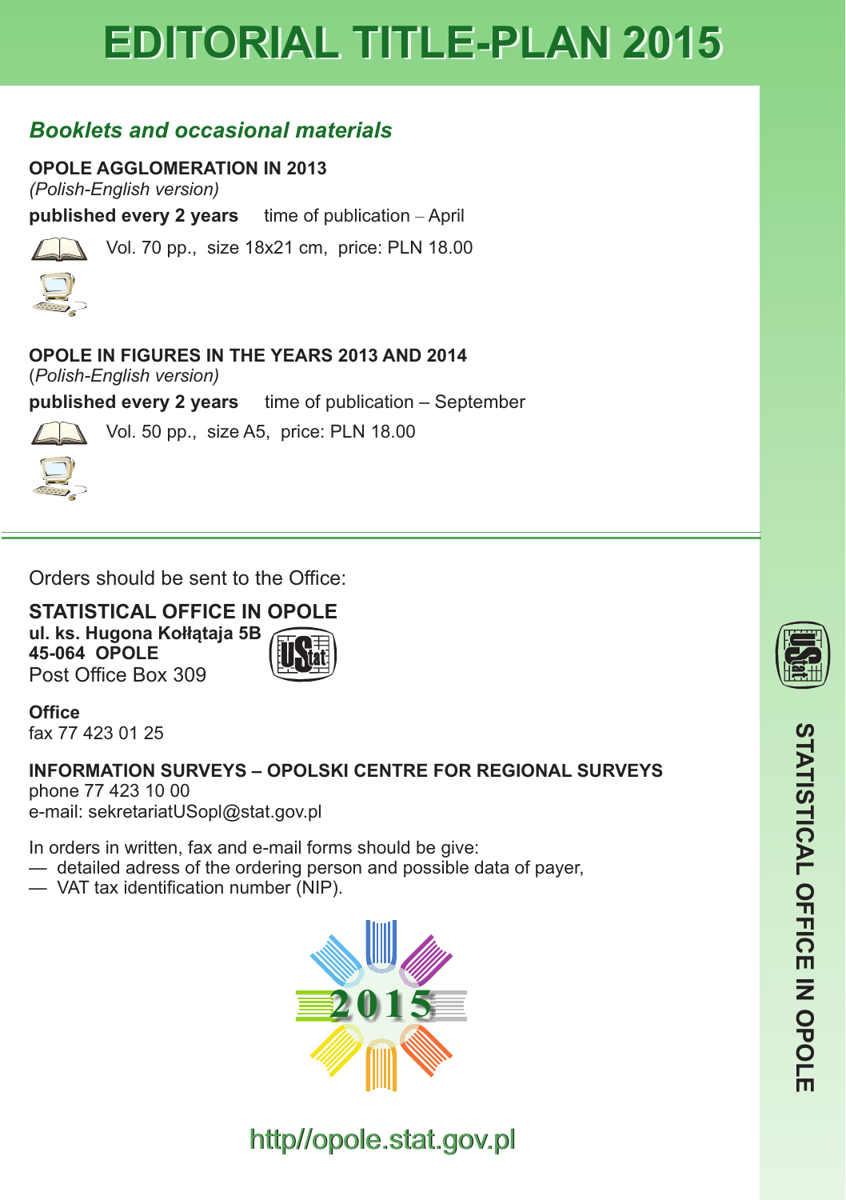# EDITORIAL TITLE-PLAN 2015

## *Booklets and occasional materials*

**OPOLE AGGLOMERATION IN 2013**
*(Polish-English version)*

**published every 2 years** time of publication – April

Vol. 70 pp., size 18x21 cm, price: PLN 18.00

**OPOLE IN FIGURES IN THE YEARS 2013 AND 2014**
(*Polish-English version)*

**published every 2 years** time of publication – September

Vol. 50 pp., size A5, price: PLN 18.00

---

Orders should be sent to the Office:

**STATISTICAL OFFICE IN OPOLE**
**ul. ks. Hugona Kołłątaja 5B**
**45-064 OPOLE**
Post Office Box 309

**Office**
fax 77 423 01 25

**INFORMATION SURVEYS – OPOLSKI CENTRE FOR REGIONAL SURVEYS**
phone 77 423 10 00
e-mail: sekretariatUSopl@stat.gov.pl

In orders in written, fax and e-mail forms should be give:
— detailed adress of the ordering person and possible data of payer,
— VAT tax identification number (NIP).

2015

http//opole.stat.gov.pl

STATISTICAL OFFICE IN OPOLE